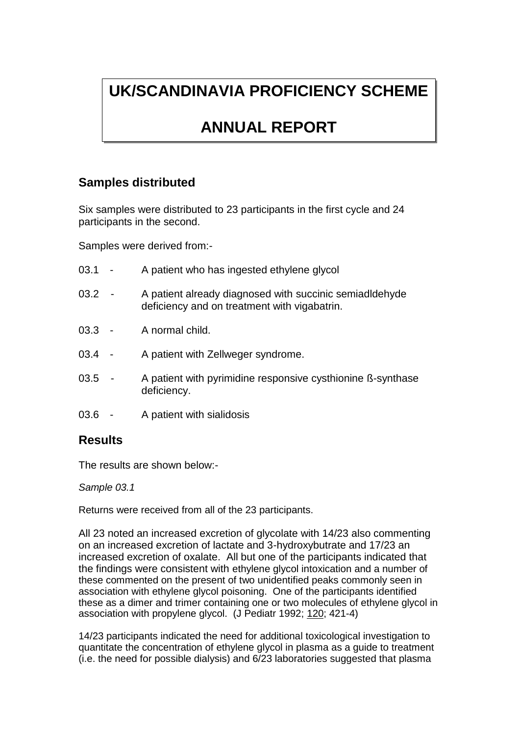# UK/SCANDINAVIA PROFICIENCY SCHEME

# ANNUAL REPORT

## Samples distributed

Six samples were distributed to 23 participants in the first cycle and 24 participants in the second.

Samples were derived from:-

03.1 - A patient who has ingested ethylene glycol

03.2 - A patient already diagnosed with succinic semiadldehyde deficiency and on treatment with vigabatrin.

03.3 - A normal child.

03.4 - A patient with Zellweger syndrome.

03.5 - A patient with pyrimidine responsive cysthionine ß-synthase deficiency.

03.6 - A patient with sialidosis

## Results

The results are shown below:-

*Sample 03.1*

Returns were received from all of the 23 participants.

All 23 noted an increased excretion of glycolate with 14/23 also commenting on an increased excretion of lactate and 3-hydroxybutrate and 17/23 an increased excretion of oxalate. All but one of the participants indicated that the findings were consistent with ethylene glycol intoxication and a number of these commented on the present of two unidentified peaks commonly seen in association with ethylene glycol poisoning. One of the participants identified these as a dimer and trimer containing one or two molecules of ethylene glycol in association with propylene glycol. (J Pediatr 1992; 120; 421-4)

14/23 participants indicated the need for additional toxicological investigation to quantitate the concentration of ethylene glycol in plasma as a guide to treatment (i.e. the need for possible dialysis) and 6/23 laboratories suggested that plasma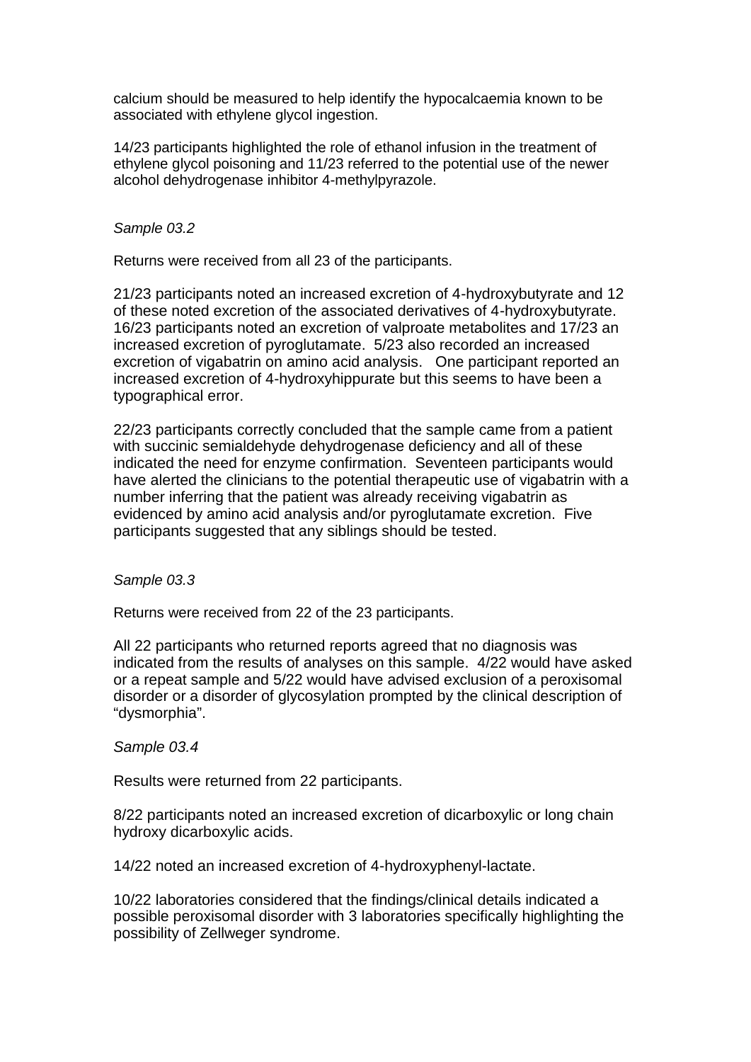calcium should be measured to help identify the hypocalcaemia known to be associated with ethylene glycol ingestion.

14/23 participants highlighted the role of ethanol infusion in the treatment of ethylene glycol poisoning and 11/23 referred to the potential use of the newer alcohol dehydrogenase inhibitor 4-methylpyrazole.

*Sample 03.2*

Returns were received from all 23 of the participants.

21/23 participants noted an increased excretion of 4-hydroxybutyrate and 12 of these noted excretion of the associated derivatives of 4-hydroxybutyrate. 16/23 participants noted an excretion of valproate metabolites and 17/23 an increased excretion of pyroglutamate. 5/23 also recorded an increased excretion of vigabatrin on amino acid analysis. One participant reported an increased excretion of 4-hydroxyhippurate but this seems to have been a typographical error.

22/23 participants correctly concluded that the sample came from a patient with succinic semialdehyde dehydrogenase deficiency and all of these indicated the need for enzyme confirmation. Seventeen participants would have alerted the clinicians to the potential therapeutic use of vigabatrin with a number inferring that the patient was already receiving vigabatrin as evidenced by amino acid analysis and/or pyroglutamate excretion. Five participants suggested that any siblings should be tested.

*Sample 03.3*

Returns were received from 22 of the 23 participants.

All 22 participants who returned reports agreed that no diagnosis was indicated from the results of analyses on this sample. 4/22 would have asked or a repeat sample and 5/22 would have advised exclusion of a peroxisomal disorder or a disorder of glycosylation prompted by the clinical description of "dysmorphia".

*Sample 03.4*

Results were returned from 22 participants.

8/22 participants noted an increased excretion of dicarboxylic or long chain hydroxy dicarboxylic acids.

14/22 noted an increased excretion of 4-hydroxyphenyl-lactate.

10/22 laboratories considered that the findings/clinical details indicated a possible peroxisomal disorder with 3 laboratories specifically highlighting the possibility of Zellweger syndrome.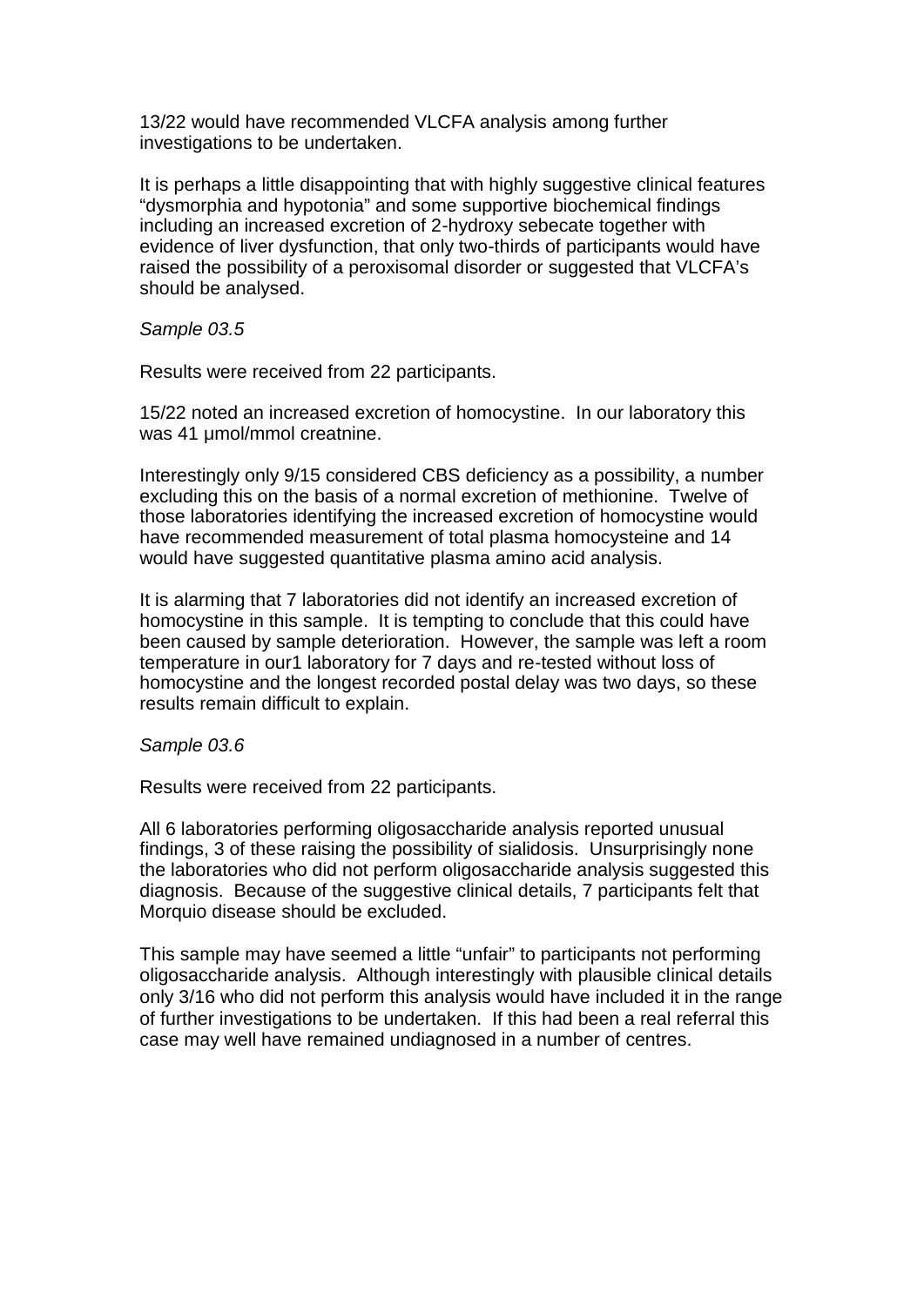13/22 would have recommended VLCFA analysis among further investigations to be undertaken.

It is perhaps a little disappointing that with highly suggestive clinical features "dysmorphia and hypotonia" and some supportive biochemical findings including an increased excretion of 2-hydroxy sebecate together with evidence of liver dysfunction, that only two-thirds of participants would have raised the possibility of a peroxisomal disorder or suggested that VLCFA's should be analysed.

*Sample 03.5*

Results were received from 22 participants.

15/22 noted an increased excretion of homocystine. In our laboratory this was 41 µmol/mmol creatnine.

Interestingly only 9/15 considered CBS deficiency as a possibility, a number excluding this on the basis of a normal excretion of methionine. Twelve of those laboratories identifying the increased excretion of homocystine would have recommended measurement of total plasma homocysteine and 14 would have suggested quantitative plasma amino acid analysis.

It is alarming that 7 laboratories did not identify an increased excretion of homocystine in this sample. It is tempting to conclude that this could have been caused by sample deterioration. However, the sample was left a room temperature in our1 laboratory for 7 days and re-tested without loss of homocystine and the longest recorded postal delay was two days, so these results remain difficult to explain.

*Sample 03.6*

Results were received from 22 participants.

All 6 laboratories performing oligosaccharide analysis reported unusual findings, 3 of these raising the possibility of sialidosis. Unsurprisingly none the laboratories who did not perform oligosaccharide analysis suggested this diagnosis. Because of the suggestive clinical details, 7 participants felt that Morquio disease should be excluded.

This sample may have seemed a little "unfair" to participants not performing oligosaccharide analysis. Although interestingly with plausible clinical details only 3/16 who did not perform this analysis would have included it in the range of further investigations to be undertaken. If this had been a real referral this case may well have remained undiagnosed in a number of centres.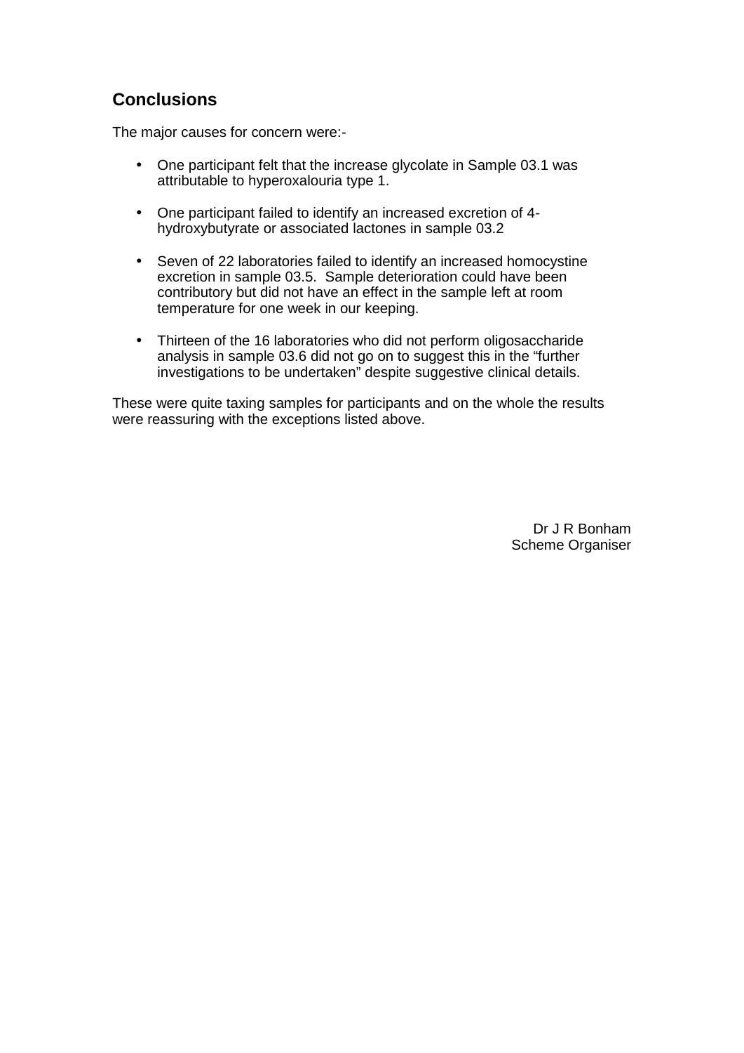## Conclusions

The major causes for concern were:-

- One participant felt that the increase glycolate in Sample 03.1 was attributable to hyperoxalouria type 1.
- One participant failed to identify an increased excretion of 4-hydroxybutyrate or associated lactones in sample 03.2
- Seven of 22 laboratories failed to identify an increased homocystine excretion in sample 03.5. Sample deterioration could have been contributory but did not have an effect in the sample left at room temperature for one week in our keeping.
- Thirteen of the 16 laboratories who did not perform oligosaccharide analysis in sample 03.6 did not go on to suggest this in the “further investigations to be undertaken” despite suggestive clinical details.

These were quite taxing samples for participants and on the whole the results were reassuring with the exceptions listed above.

Dr J R Bonham
Scheme Organiser